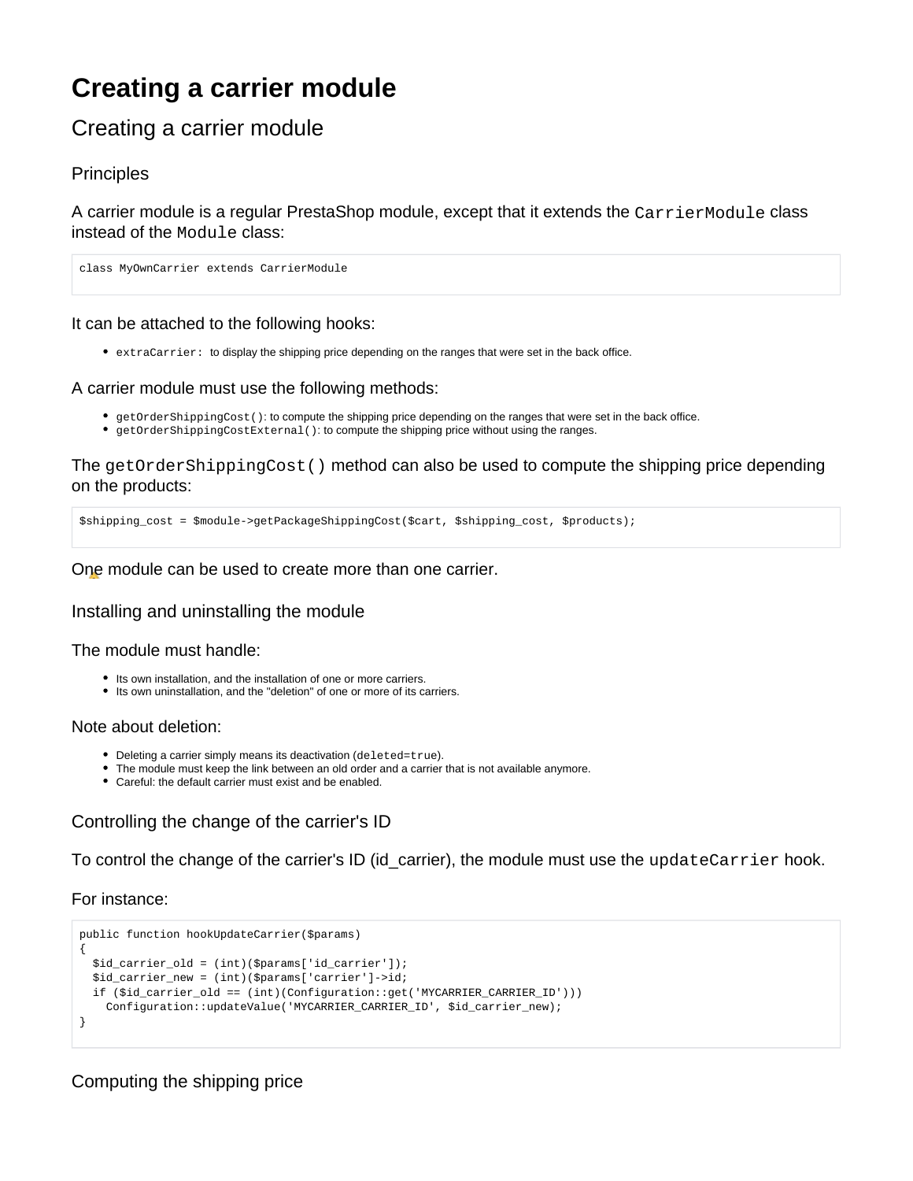# Creating a carrier module

## Creating a carrier module

### Principles

A carrier module is a regular PrestaShop module, except that it extends the `CarrierModule` class instead of the `Module` class:

```
class MyOwnCarrier extends CarrierModule
```

### It can be attached to the following hooks:

- `extraCarrier:` to display the shipping price depending on the ranges that were set in the back office.

### A carrier module must use the following methods:

- `getOrderShippingCost()`: to compute the shipping price depending on the ranges that were set in the back office.
- `getOrderShippingCostExternal()`: to compute the shipping price without using the ranges.

The `getOrderShippingCost()` method can also be used to compute the shipping price depending on the products:

```
$shipping_cost = $module->getPackageShippingCost($cart, $shipping_cost, $products);
```

One module can be used to create more than one carrier.

### Installing and uninstalling the module

### The module must handle:

- Its own installation, and the installation of one or more carriers.
- Its own uninstallation, and the "deletion" of one or more of its carriers.

### Note about deletion:

- Deleting a carrier simply means its deactivation (`deleted=true`).
- The module must keep the link between an old order and a carrier that is not available anymore.
- Careful: the default carrier must exist and be enabled.

### Controlling the change of the carrier's ID

To control the change of the carrier's ID (id_carrier), the module must use the `updateCarrier` hook.

For instance:

```
public function hookUpdateCarrier($params)
{
  $id_carrier_old = (int)($params['id_carrier']);
  $id_carrier_new = (int)($params['carrier']->id;
  if ($id_carrier_old == (int)(Configuration::get('MYCARRIER_CARRIER_ID')))
    Configuration::updateValue('MYCARRIER_CARRIER_ID', $id_carrier_new);
}
```

### Computing the shipping price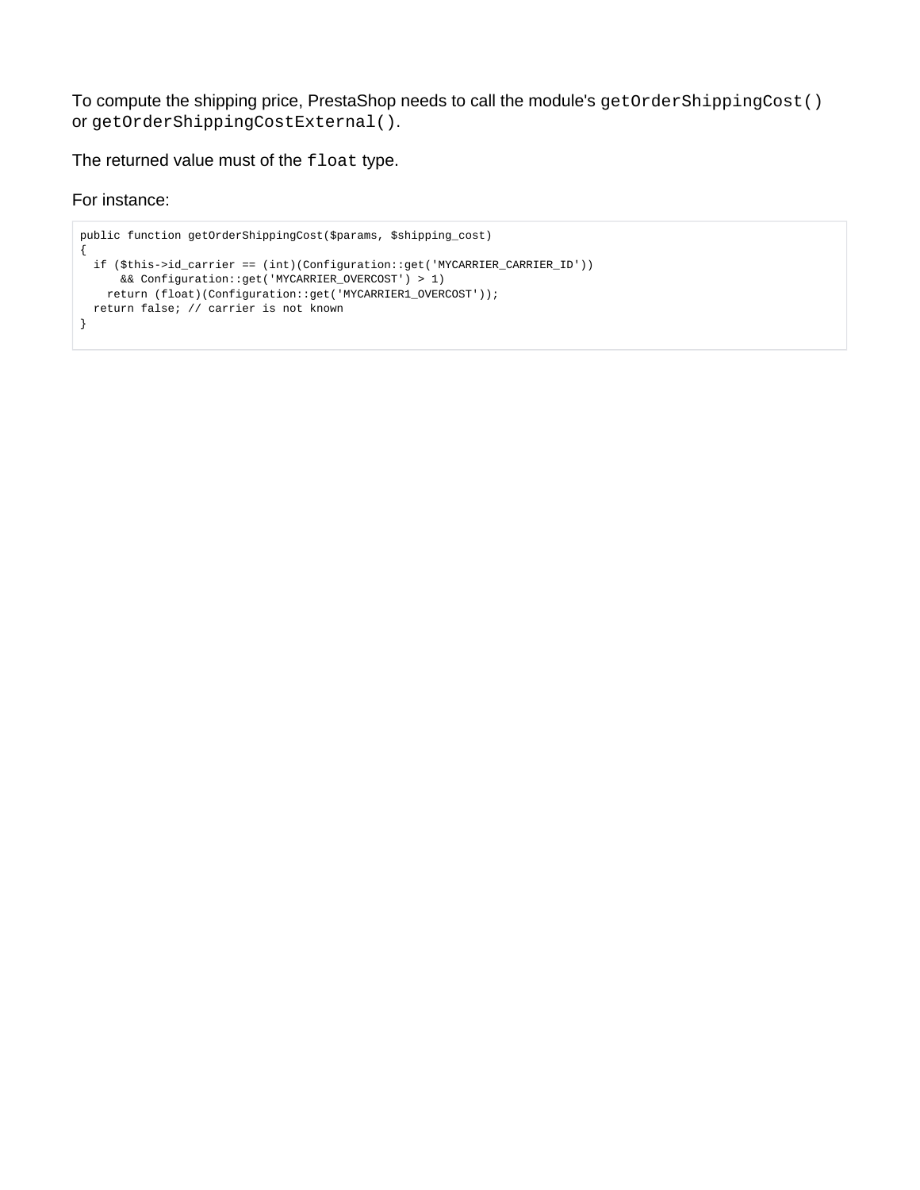To compute the shipping price, PrestaShop needs to call the module's `getOrderShippingCost()` or `getOrderShippingCostExternal()`.

The returned value must of the `float` type.

For instance:

```
public function getOrderShippingCost($params, $shipping_cost)
{
  if ($this->id_carrier == (int)(Configuration::get('MYCARRIER_CARRIER_ID'))
      && Configuration::get('MYCARRIER_OVERCOST') > 1)
    return (float)(Configuration::get('MYCARRIER1_OVERCOST'));
  return false; // carrier is not known
}
```